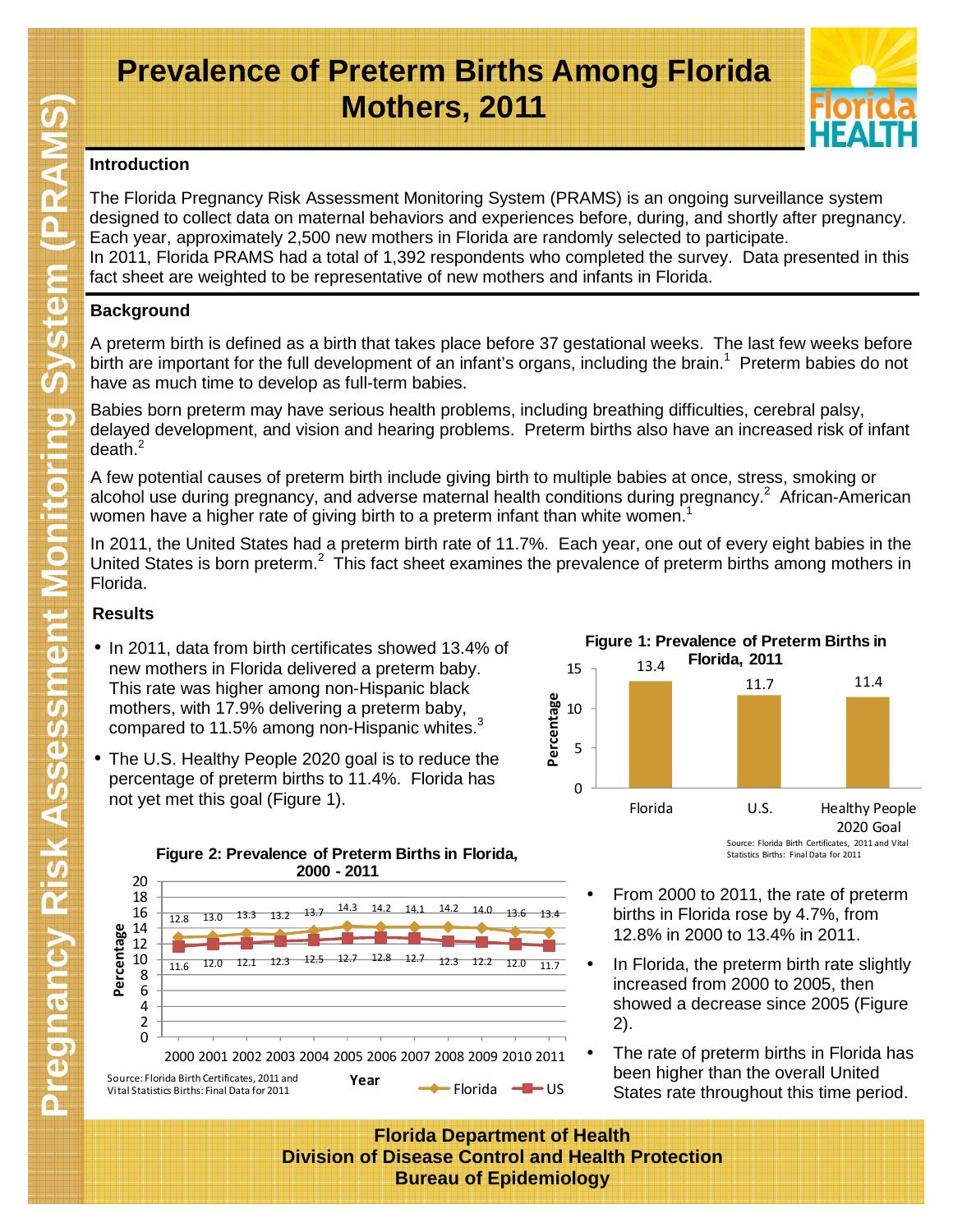# Prevalence of Preterm Births Among Florida Mothers, 2011

## Introduction

The Florida Pregnancy Risk Assessment Monitoring System (PRAMS) is an ongoing surveillance system designed to collect data on maternal behaviors and experiences before, during, and shortly after pregnancy. Each year, approximately 2,500 new mothers in Florida are randomly selected to participate. In 2011, Florida PRAMS had a total of 1,392 respondents who completed the survey. Data presented in this fact sheet are weighted to be representative of new mothers and infants in Florida.

## Background

A preterm birth is defined as a birth that takes place before 37 gestational weeks. The last few weeks before birth are important for the full development of an infant's organs, including the brain.[1] Preterm babies do not have as much time to develop as full-term babies.

Babies born preterm may have serious health problems, including breathing difficulties, cerebral palsy, delayed development, and vision and hearing problems. Preterm births also have an increased risk of infant death.[2]

A few potential causes of preterm birth include giving birth to multiple babies at once, stress, smoking or alcohol use during pregnancy, and adverse maternal health conditions during pregnancy.[2] African-American women have a higher rate of giving birth to a preterm infant than white women.[1]

In 2011, the United States had a preterm birth rate of 11.7%. Each year, one out of every eight babies in the United States is born preterm.[2] This fact sheet examines the prevalence of preterm births among mothers in Florida.

## Results

- In 2011, data from birth certificates showed 13.4% of new mothers in Florida delivered a preterm baby. This rate was higher among non-Hispanic black mothers, with 17.9% delivering a preterm baby, compared to 11.5% among non-Hispanic whites.[3]
- The U.S. Healthy People 2020 goal is to reduce the percentage of preterm births to 11.4%. Florida has not yet met this goal (Figure 1).

**Figure 1: Prevalence of Preterm Births in Florida, 2011**

| | Percentage |
|---|---|
| Florida | 13.4 |
| U.S. | 11.7 |
| Healthy People 2020 Goal | 11.4 |

Source: Florida Birth Certificates, 2011 and Vital Statistics Births: Final Data for 2011

**Figure 2: Prevalence of Preterm Births in Florida, 2000 - 2011**

| Year | Florida | US |
|---|---|---|
| 2000 | 12.8 | 11.6 |
| 2001 | 13.0 | 12.0 |
| 2002 | 13.3 | 12.1 |
| 2003 | 13.2 | 12.3 |
| 2004 | 13.7 | 12.5 |
| 2005 | 14.3 | 12.7 |
| 2006 | 14.2 | 12.8 |
| 2007 | 14.1 | 12.7 |
| 2008 | 14.2 | 12.3 |
| 2009 | 14.0 | 12.2 |
| 2010 | 13.6 | 12.0 |
| 2011 | 13.4 | 11.7 |

Source: Florida Birth Certificates, 2011 and Vital Statistics Births: Final Data for 2011

- From 2000 to 2011, the rate of preterm births in Florida rose by 4.7%, from 12.8% in 2000 to 13.4% in 2011.
- In Florida, the preterm birth rate slightly increased from 2000 to 2005, then showed a decrease since 2005 (Figure 2).
- The rate of preterm births in Florida has been higher than the overall United States rate throughout this time period.

**Florida Department of Health**
**Division of Disease Control and Health Protection**
**Bureau of Epidemiology**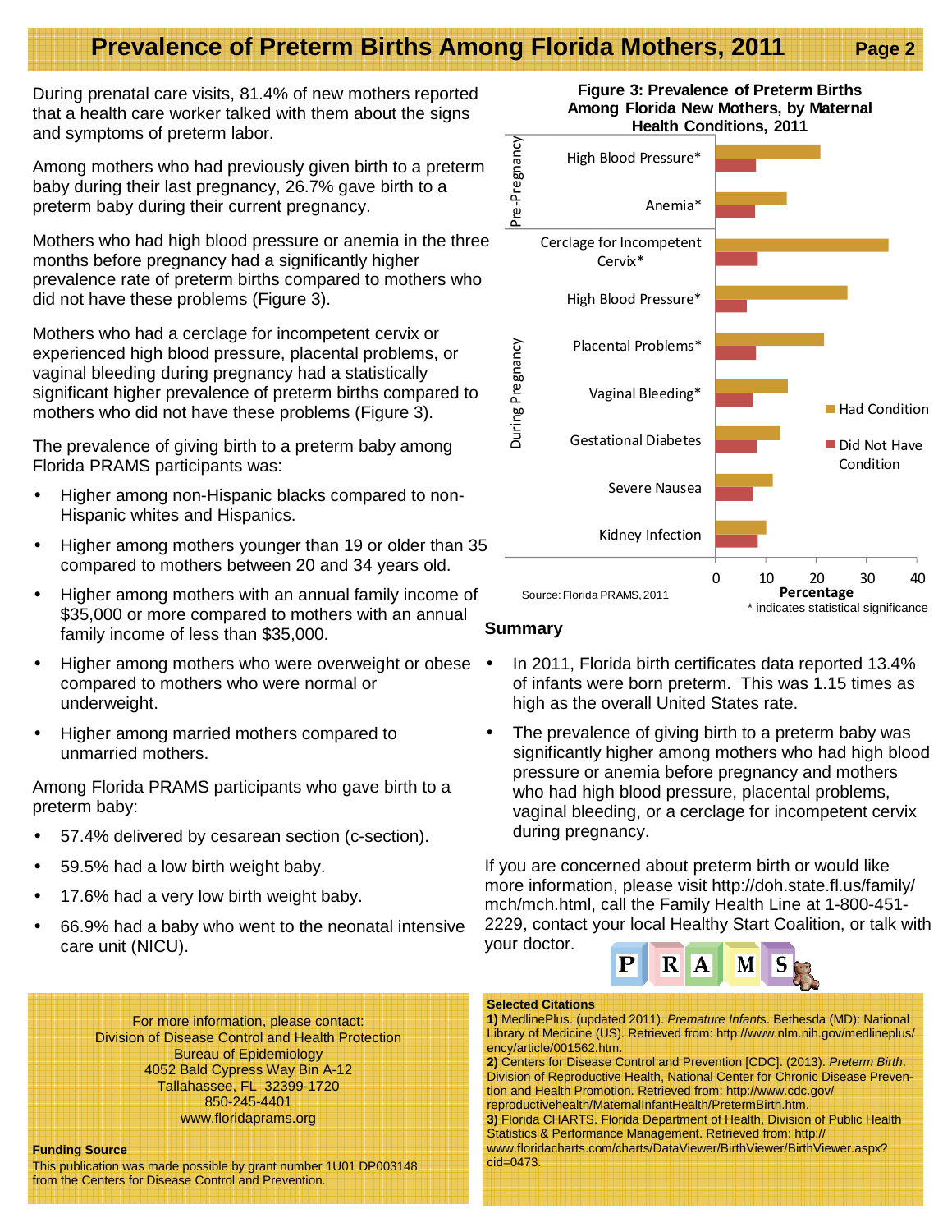# Prevalence of Preterm Births Among Florida Mothers, 2011

During prenatal care visits, 81.4% of new mothers reported that a health care worker talked with them about the signs and symptoms of preterm labor.

Among mothers who had previously given birth to a preterm baby during their last pregnancy, 26.7% gave birth to a preterm baby during their current pregnancy.

Mothers who had high blood pressure or anemia in the three months before pregnancy had a significantly higher prevalence rate of preterm births compared to mothers who did not have these problems (Figure 3).

Mothers who had a cerclage for incompetent cervix or experienced high blood pressure, placental problems, or vaginal bleeding during pregnancy had a statistically significant higher prevalence of preterm births compared to mothers who did not have these problems (Figure 3).

The prevalence of giving birth to a preterm baby among Florida PRAMS participants was:

- Higher among non-Hispanic blacks compared to non-Hispanic whites and Hispanics.
- Higher among mothers younger than 19 or older than 35 compared to mothers between 20 and 34 years old.
- Higher among mothers with an annual family income of $35,000 or more compared to mothers with an annual family income of less than $35,000.
- Higher among mothers who were overweight or obese compared to mothers who were normal or underweight.
- Higher among married mothers compared to unmarried mothers.

Among Florida PRAMS participants who gave birth to a preterm baby:

- 57.4% delivered by cesarean section (c-section).
- 59.5% had a low birth weight baby.
- 17.6% had a very low birth weight baby.
- 66.9% had a baby who went to the neonatal intensive care unit (NICU).

**Figure 3: Prevalence of Preterm Births Among Florida New Mothers, by Maternal Health Conditions, 2011**

Pre-Pregnancy
High Blood Pressure*
Anemia*

During Pregnancy
Cerclage for Incompetent Cervix*
High Blood Pressure*
Placental Problems*
Vaginal Bleeding*
Gestational Diabetes
Severe Nausea
Kidney Infection

Had Condition
Did Not Have Condition

0 10 20 30 40
Percentage

Source: Florida PRAMS, 2011
* indicates statistical significance

## Summary

- In 2011, Florida birth certificates data reported 13.4% of infants were born preterm. This was 1.15 times as high as the overall United States rate.
- The prevalence of giving birth to a preterm baby was significantly higher among mothers who had high blood pressure or anemia before pregnancy and mothers who had high blood pressure, placental problems, vaginal bleeding, or a cerclage for incompetent cervix during pregnancy.

If you are concerned about preterm birth or would like more information, please visit http://doh.state.fl.us/family/mch/mch.html, call the Family Health Line at 1-800-451-2229, contact your local Healthy Start Coalition, or talk with your doctor.

PRAMS

For more information, please contact:
Division of Disease Control and Health Protection
Bureau of Epidemiology
4052 Bald Cypress Way Bin A-12
Tallahassee, FL 32399-1720
850-245-4401
www.floridaprams.org

**Funding Source**
This publication was made possible by grant number 1U01 DP003148 from the Centers for Disease Control and Prevention.

**Selected Citations**
**1)** MedlinePlus. (updated 2011). *Premature Infants*. Bethesda (MD): National Library of Medicine (US). Retrieved from: http://www.nlm.nih.gov/medlineplus/ency/article/001562.htm.
**2)** Centers for Disease Control and Prevention [CDC]. (2013). *Preterm Birth*. Division of Reproductive Health, National Center for Chronic Disease Prevention and Health Promotion. Retrieved from: http://www.cdc.gov/reproductivehealth/MaternalInfantHealth/PretermBirth.htm.
**3)** Florida CHARTS. Florida Department of Health, Division of Public Health Statistics & Performance Management. Retrieved from: http://www.floridacharts.com/charts/DataViewer/BirthViewer/BirthViewer.aspx?cid=0473.